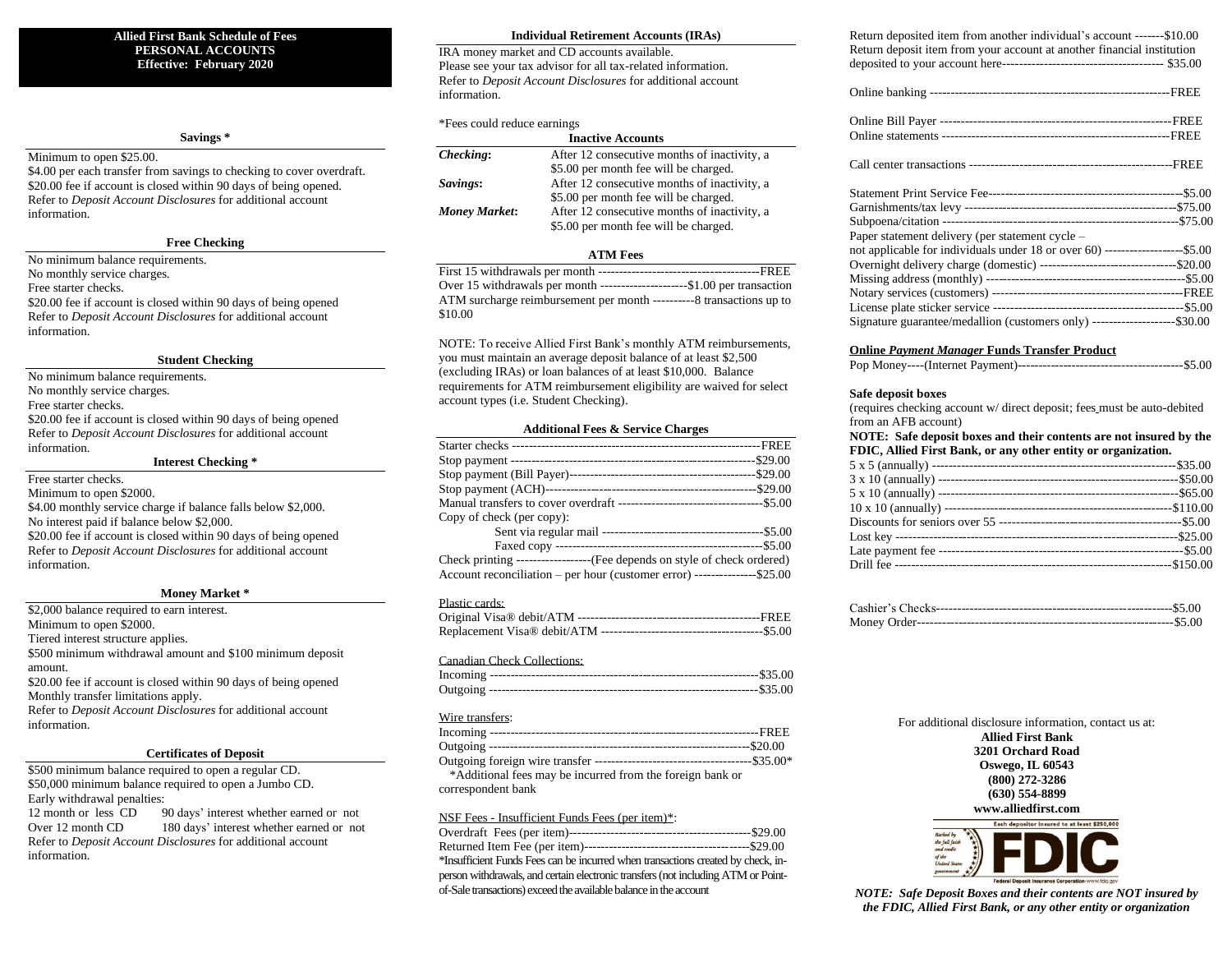# Allied First Bank Schedule of Fees
## PERSONAL ACCOUNTS
**Effective: February 2020**

### Savings *

Minimum to open $25.00.
$4.00 per each transfer from savings to checking to cover overdraft.
$20.00 fee if account is closed within 90 days of being opened.
Refer to *Deposit Account Disclosures* for additional account information.

### Free Checking

No minimum balance requirements.
No monthly service charges.
Free starter checks.
$20.00 fee if account is closed within 90 days of being opened
Refer to *Deposit Account Disclosures* for additional account information.

### Student Checking

No minimum balance requirements.
No monthly service charges.
Free starter checks.
$20.00 fee if account is closed within 90 days of being opened
Refer to *Deposit Account Disclosures* for additional account information.

### Interest Checking *

Free starter checks.
Minimum to open $2000.
$4.00 monthly service charge if balance falls below $2,000.
No interest paid if balance below $2,000.
$20.00 fee if account is closed within 90 days of being opened
Refer to *Deposit Account Disclosures* for additional account information.

### Money Market *

$2,000 balance required to earn interest.
Minimum to open $2000.
Tiered interest structure applies.
$500 minimum withdrawal amount and $100 minimum deposit amount.
$20.00 fee if account is closed within 90 days of being opened
Monthly transfer limitations apply.
Refer to *Deposit Account Disclosures* for additional account information.

### Certificates of Deposit

$500 minimum balance required to open a regular CD.
$50,000 minimum balance required to open a Jumbo CD.
Early withdrawal penalties:

| | |
|---|---|
| 12 month or less CD | 90 days' interest whether earned or not |
| Over 12 month CD | 180 days' interest whether earned or not |

Refer to *Deposit Account Disclosures* for additional account information.

### Individual Retirement Accounts (IRAs)

IRA money market and CD accounts available.
Please see your tax advisor for all tax-related information.
Refer to *Deposit Account Disclosures* for additional account information.

*Fees could reduce earnings

### Inactive Accounts

| | |
|---|---|
| ***Checking*:** | After 12 consecutive months of inactivity, a $5.00 per month fee will be charged. |
| ***Savings*:** | After 12 consecutive months of inactivity, a $5.00 per month fee will be charged. |
| ***Money Market*:** | After 12 consecutive months of inactivity, a $5.00 per month fee will be charged. |

### ATM Fees

First 15 withdrawals per month ---------------------------------------FREE
Over 15 withdrawals per month ---------------------$1.00 per transaction
ATM surcharge reimbursement per month ----------8 transactions up to $10.00

NOTE: To receive Allied First Bank's monthly ATM reimbursements, you must maintain an average deposit balance of at least $2,500 (excluding IRAs) or loan balances of at least $10,000. Balance requirements for ATM reimbursement eligibility are waived for select account types (i.e. Student Checking).

### Additional Fees & Service Charges

Starter checks -------------------------------------------------------------FREE
Stop payment -----------------------------------------------------------$29.00
Stop payment (Bill Payer)-----------------------------------------------$29.00
Stop payment (ACH)----------------------------------------------------$29.00
Manual transfers to cover overdraft -----------------------------------$5.00
Copy of check (per copy):
- Sent via regular mail ---------------------------------------$5.00
- Faxed copy --------------------------------------------------$5.00

Check printing -------------------(Fee depends on style of check ordered)
Account reconciliation – per hour (customer error) ---------------$25.00

Plastic cards:
Original Visa® debit/ATM --------------------------------------------FREE
Replacement Visa® debit/ATM ---------------------------------------$5.00

Canadian Check Collections:
Incoming ----------------------------------------------------------------$35.00
Outgoing ----------------------------------------------------------------$35.00

Wire transfers:
Incoming -----------------------------------------------------------------FREE
Outgoing ---------------------------------------------------------------$20.00
Outgoing foreign wire transfer ---------------------------------------$35.00*
*Additional fees may be incurred from the foreign bank or correspondent bank

NSF Fees - Insufficient Funds Fees (per item)*:
Overdraft Fees (per item)---------------------------------------------$29.00
Returned Item Fee (per item)-----------------------------------------$29.00
*Insufficient Funds Fees can be incurred when transactions created by check, in-person withdrawals, and certain electronic transfers (not including ATM or Point-of-Sale transactions) exceed the available balance in the account

Return deposited item from another individual's account -------$10.00
Return deposit item from your account at another financial institution deposited to your account here-------------------------------------- $35.00

Online banking ---------------------------------------------------------FREE

Online Bill Payer -------------------------------------------------------FREE
Online statements ------------------------------------------------------FREE

Call center transactions ------------------------------------------------FREE

Statement Print Service Fee---------------------------------------------$5.00
Garnishments/tax levy -------------------------------------------------$75.00
Subpoena/citation -----------------------------------------------------$75.00
Paper statement delivery (per statement cycle – not applicable for individuals under 18 or over 60) -------------------$5.00
Overnight delivery charge (domestic) ---------------------------------$20.00
Missing address (monthly) ---------------------------------------------$5.00
Notary services (customers) --------------------------------------------FREE
License plate sticker service --------------------------------------------$5.00
Signature guarantee/medallion (customers only) --------------------$30.00

**Online *Payment Manager* Funds Transfer Product**

Pop Money----(Internet Payment)---------------------------------------$5.00

**Safe deposit boxes**
(requires checking account w/ direct deposit; fees must be auto-debited from an AFB account)

**NOTE: Safe deposit boxes and their contents are not insured by the FDIC, Allied First Bank, or any other entity or organization.**

5 x 5 (annually) -------------------------------------------------------$35.00
3 x 10 (annually) ------------------------------------------------------$50.00
5 x 10 (annually) ------------------------------------------------------$65.00
10 x 10 (annually) ---------------------------------------------------$110.00
Discounts for seniors over 55 ------------------------------------------$5.00
Lost key ------------------------------------------------------------------$25.00
Late payment fee -------------------------------------------------------$5.00
Drill fee ------------------------------------------------------------------$150.00

Cashier's Checks----------------------------------------------------------$5.00
Money Order-------------------------------------------------------------$5.00

For additional disclosure information, contact us at:
**Allied First Bank**
**3201 Orchard Road**
**Oswego, IL 60543**
**(800) 272-3286**
**(630) 554-8899**
**www.alliedfirst.com**

Each depositor insured to at least $250,000
Backed by the full faith and credit of the United States government
FDIC
Federal Deposit Insurance Corporation-www.fdic.gov

***NOTE: Safe Deposit Boxes and their contents are NOT insured by the FDIC, Allied First Bank, or any other entity or organization***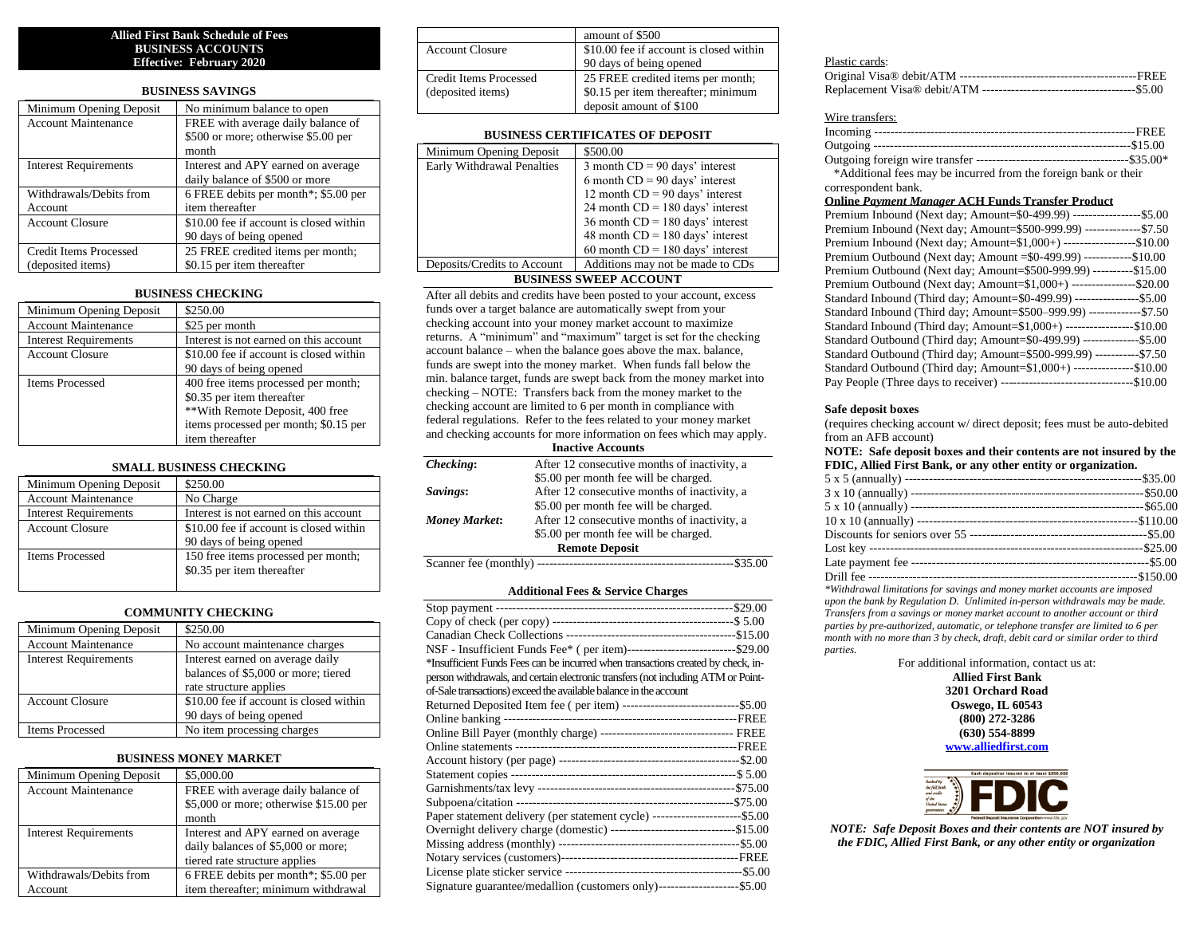**Allied First Bank Schedule of Fees**
**BUSINESS ACCOUNTS**
**Effective: February 2020**

### BUSINESS SAVINGS

| | |
|---|---|
| Minimum Opening Deposit | No minimum balance to open |
| Account Maintenance | FREE with average daily balance of $500 or more; otherwise $5.00 per month |
| Interest Requirements | Interest and APY earned on average daily balance of $500 or more |
| Withdrawals/Debits from Account | 6 FREE debits per month*; $5.00 per item thereafter |
| Account Closure | $10.00 fee if account is closed within 90 days of being opened |
| Credit Items Processed (deposited items) | 25 FREE credited items per month; $0.15 per item thereafter |

### BUSINESS CHECKING

| | |
|---|---|
| Minimum Opening Deposit | $250.00 |
| Account Maintenance | $25 per month |
| Interest Requirements | Interest is not earned on this account |
| Account Closure | $10.00 fee if account is closed within 90 days of being opened |
| Items Processed | 400 free items processed per month; $0.35 per item thereafter **With Remote Deposit, 400 free items processed per month; $0.15 per item thereafter |

### SMALL BUSINESS CHECKING

| | |
|---|---|
| Minimum Opening Deposit | $250.00 |
| Account Maintenance | No Charge |
| Interest Requirements | Interest is not earned on this account |
| Account Closure | $10.00 fee if account is closed within 90 days of being opened |
| Items Processed | 150 free items processed per month; $0.35 per item thereafter |

### COMMUNITY CHECKING

| | |
|---|---|
| Minimum Opening Deposit | $250.00 |
| Account Maintenance | No account maintenance charges |
| Interest Requirements | Interest earned on average daily balances of $5,000 or more; tiered rate structure applies |
| Account Closure | $10.00 fee if account is closed within 90 days of being opened |
| Items Processed | No item processing charges |

### BUSINESS MONEY MARKET

| | |
|---|---|
| Minimum Opening Deposit | $5,000.00 |
| Account Maintenance | FREE with average daily balance of $5,000 or more; otherwise $15.00 per month |
| Interest Requirements | Interest and APY earned on average daily balances of $5,000 or more; tiered rate structure applies |
| Withdrawals/Debits from Account | 6 FREE debits per month*; $5.00 per item thereafter; minimum withdrawal amount of $500 |
| Account Closure | $10.00 fee if account is closed within 90 days of being opened |
| Credit Items Processed (deposited items) | 25 FREE credited items per month; $0.15 per item thereafter; minimum deposit amount of $100 |

### BUSINESS CERTIFICATES OF DEPOSIT

| | |
|---|---|
| Minimum Opening Deposit | $500.00 |
| Early Withdrawal Penalties | 3 month CD = 90 days' interest<br>6 month CD = 90 days' interest<br>12 month CD = 90 days' interest<br>24 month CD = 180 days' interest<br>36 month CD = 180 days' interest<br>48 month CD = 180 days' interest<br>60 month CD = 180 days' interest |
| Deposits/Credits to Account | Additions may not be made to CDs |

### BUSINESS SWEEP ACCOUNT

After all debits and credits have been posted to your account, excess funds over a target balance are automatically swept from your checking account into your money market account to maximize returns. A "minimum" and "maximum" target is set for the checking account balance – when the balance goes above the max. balance, funds are swept into the money market. When funds fall below the min. balance target, funds are swept back from the money market into checking – NOTE: Transfers back from the money market to the checking account are limited to 6 per month in compliance with federal regulations. Refer to the fees related to your money market and checking accounts for more information on fees which may apply.

### Inactive Accounts

| | |
|---|---|
| ***Checking*:** | After 12 consecutive months of inactivity, a $5.00 per month fee will be charged. |
| ***Savings*:** | After 12 consecutive months of inactivity, a $5.00 per month fee will be charged. |
| ***Money Market*:** | After 12 consecutive months of inactivity, a $5.00 per month fee will be charged. |

### Remote Deposit

Scanner fee (monthly) ---------------------------------------------------$35.00

### Additional Fees & Service Charges

Stop payment ----------------------------------------------------------$29.00
Copy of check (per copy) -------------------------------------------$ 5.00
Canadian Check Collections -----------------------------------------$15.00
NSF - Insufficient Funds Fee* ( per item)---------------------------$29.00
*Insufficient Funds Fees can be incurred when transactions created by check, in-person withdrawals, and certain electronic transfers (not including ATM or Point-of-Sale transactions) exceed the available balance in the account
Returned Deposited Item fee ( per item) -----------------------------$5.00
Online banking ------------------------------------------------------------FREE
Online Bill Payer (monthly charge) --------------------------------- FREE
Online statements -------------------------------------------------------FREE
Account history (per page) ------------------------------------------$2.00
Statement copies -------------------------------------------------------$ 5.00
Garnishments/tax levy ------------------------------------------------$75.00
Subpoena/citation ------------------------------------------------------$75.00
Paper statement delivery (per statement cycle) ---------------------$5.00
Overnight delivery charge (domestic) -------------------------------$15.00
Missing address (monthly) ---------------------------------------------$5.00
Notary services (customers)---------------------------------------------FREE
License plate sticker service --------------------------------------------$5.00
Signature guarantee/medallion (customers only)--------------------$5.00

Plastic cards:
Original Visa® debit/ATM ---------------------------------------------FREE
Replacement Visa® debit/ATM --------------------------------------$5.00

Wire transfers:
Incoming ------------------------------------------------------------------FREE
Outgoing ----------------------------------------------------------------$15.00
Outgoing foreign wire transfer --------------------------------------$35.00*
*Additional fees may be incurred from the foreign bank or their correspondent bank.

**Online *Payment Manager* ACH Funds Transfer Product**
Premium Inbound (Next day; Amount=$0-499.99) -----------------$5.00
Premium Inbound (Next day; Amount=$500-999.99) --------------$7.50
Premium Inbound (Next day; Amount=$1,000+) ------------------$10.00
Premium Outbound (Next day; Amount =$0-499.99) ------------$10.00
Premium Outbound (Next day; Amount=$500-999.99) ----------$15.00
Premium Outbound (Next day; Amount=$1,000+) ----------------$20.00
Standard Inbound (Third day; Amount=$0-499.99) ----------------$5.00
Standard Inbound (Third day; Amount=$500–999.99) -------------$7.50
Standard Inbound (Third day; Amount=$1,000+) -----------------$10.00
Standard Outbound (Third day; Amount=$0-499.99) --------------$5.00
Standard Outbound (Third day; Amount=$500-999.99) -----------$7.50
Standard Outbound (Third day; Amount=$1,000+) ---------------$10.00
Pay People (Three days to receiver) ---------------------------------$10.00

**Safe deposit boxes**
(requires checking account w/ direct deposit; fees must be auto-debited from an AFB account)
**NOTE: Safe deposit boxes and their contents are not insured by the FDIC, Allied First Bank, or any other entity or organization.**
5 x 5 (annually) -----------------------------------------------------------$35.00
3 x 10 (annually) ----------------------------------------------------------$50.00
5 x 10 (annually) ----------------------------------------------------------$65.00
10 x 10 (annually) -------------------------------------------------------$110.00
Discounts for seniors over 55 --------------------------------------------$5.00
Lost key ------------------------------------------------------------------$25.00
Late payment fee -----------------------------------------------------------$5.00
Drill fee -------------------------------------------------------------------$150.00

*\*Withdrawal limitations for savings and money market accounts are imposed upon the bank by Regulation D. Unlimited in-person withdrawals may be made. Transfers from a savings or money market account to another account or third parties by pre-authorized, automatic, or telephone transfer are limited to 6 per month with no more than 3 by check, draft, debit card or similar order to third parties.*

For additional information, contact us at:
**Allied First Bank**
**3201 Orchard Road**
**Oswego, IL 60543**
**(800) 272-3286**
**(630) 554-8899**
**www.alliedfirst.com**

Each depositor insured to at least $250,000
Backed by the full faith and credit of the United States government
FDIC
Federal Deposit Insurance Corporation • www.fdic.gov

***NOTE: Safe Deposit Boxes and their contents are NOT insured by the FDIC, Allied First Bank, or any other entity or organization***